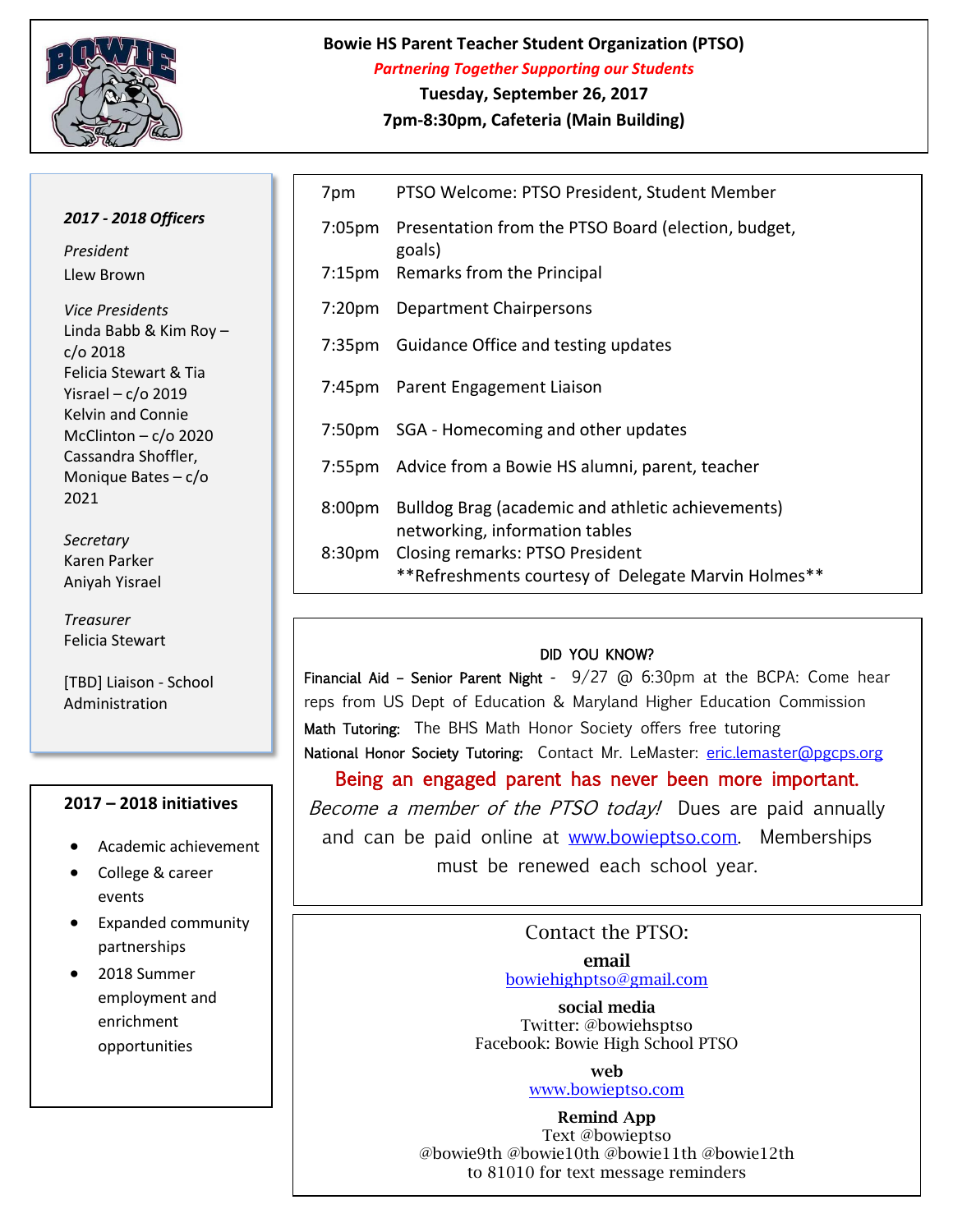# Bowie HS Parent Teacher Student Organization (PTSO)

***Partnering Together Supporting our Students***

**Tuesday, September 26, 2017**

**7pm-8:30pm, Cafeteria (Main Building)**

***2017 - 2018 Officers***

*President*
Llew Brown

*Vice Presidents*
Linda Babb & Kim Roy – c/o 2018
Felicia Stewart & Tia Yisrael – c/o 2019
Kelvin and Connie McClinton – c/o 2020
Cassandra Shoffler, Monique Bates – c/o 2021

*Secretary*
Karen Parker
Aniyah Yisrael

*Treasurer*
Felicia Stewart

[TBD] Liaison - School Administration

**2017 – 2018 initiatives**

- Academic achievement
- College & career events
- Expanded community partnerships
- 2018 Summer employment and enrichment opportunities

| | |
|---|---|
| 7pm | PTSO Welcome: PTSO President, Student Member |
| 7:05pm | Presentation from the PTSO Board (election, budget, goals) |
| 7:15pm | Remarks from the Principal |
| 7:20pm | Department Chairpersons |
| 7:35pm | Guidance Office and testing updates |
| 7:45pm | Parent Engagement Liaison |
| 7:50pm | SGA - Homecoming and other updates |
| 7:55pm | Advice from a Bowie HS alumni, parent, teacher |
| 8:00pm | Bulldog Brag (academic and athletic achievements) networking, information tables |
| 8:30pm | Closing remarks: PTSO President<br>**Refreshments courtesy of Delegate Marvin Holmes** |

DID YOU KNOW?

Financial Aid – Senior Parent Night - 9/27 @ 6:30pm at the BCPA: Come hear reps from US Dept of Education & Maryland Higher Education Commission

Math Tutoring: The BHS Math Honor Society offers free tutoring

National Honor Society Tutoring: Contact Mr. LeMaster: eric.lemaster@pgcps.org

**Being an engaged parent has never been more important.**

*Become a member of the PTSO today!* Dues are paid annually and can be paid online at www.bowieptso.com. Memberships must be renewed each school year.

Contact the PTSO:

**email**
bowiehighptso@gmail.com

**social media**
Twitter: @bowiehsptso
Facebook: Bowie High School PTSO

**web**
www.bowieptso.com

**Remind App**
Text @bowieptso
@bowie9th @bowie10th @bowie11th @bowie12th
to 81010 for text message reminders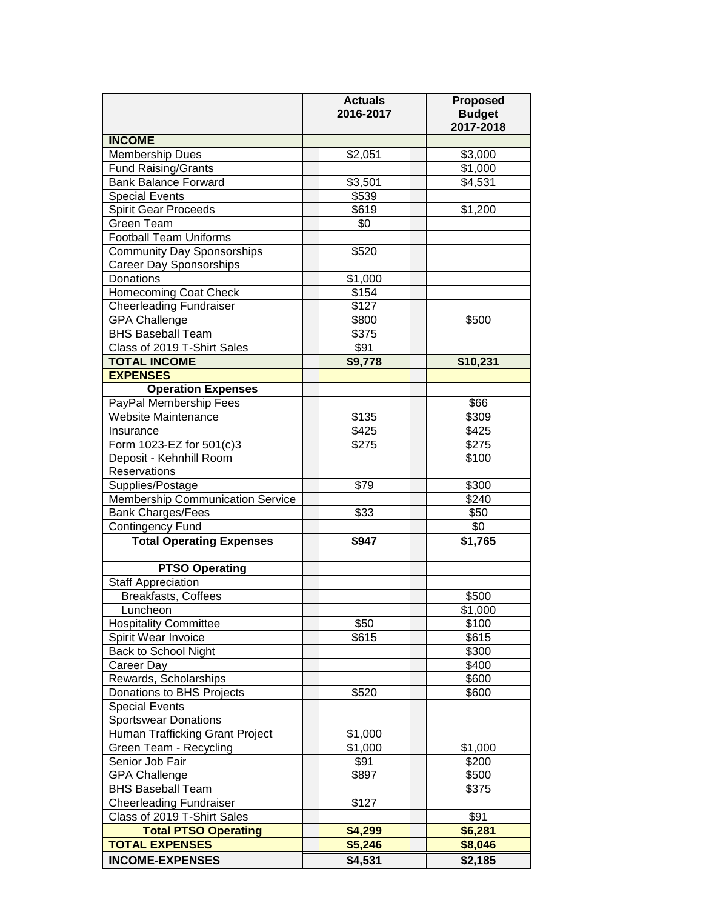| | | Actuals 2016-2017 | | Proposed Budget 2017-2018 |
|---|---|---|---|---|
| **INCOME** | | | | |
| Membership Dues | | $2,051 | | $3,000 |
| Fund Raising/Grants | | | | $1,000 |
| Bank Balance Forward | | $3,501 | | $4,531 |
| Special Events | | $539 | | |
| Spirit Gear Proceeds | | $619 | | $1,200 |
| Green Team | | $0 | | |
| Football Team Uniforms | | | | |
| Community Day Sponsorships | | $520 | | |
| Career Day Sponsorships | | | | |
| Donations | | $1,000 | | |
| Homecoming Coat Check | | $154 | | |
| Cheerleading Fundraiser | | $127 | | |
| GPA Challenge | | $800 | | $500 |
| BHS Baseball Team | | $375 | | |
| Class of 2019 T-Shirt Sales | | $91 | | |
| **TOTAL INCOME** | | **$9,778** | | **$10,231** |
| **EXPENSES** | | | | |
| **Operation Expenses** | | | | |
| PayPal Membership Fees | | | | $66 |
| Website Maintenance | | $135 | | $309 |
| Insurance | | $425 | | $425 |
| Form 1023-EZ for 501(c)3 | | $275 | | $275 |
| Deposit - Kehnhill Room Reservations | | | | $100 |
| Supplies/Postage | | $79 | | $300 |
| Membership Communication Service | | | | $240 |
| Bank Charges/Fees | | $33 | | $50 |
| Contingency Fund | | | | $0 |
| **Total Operating Expenses** | | **$947** | | **$1,765** |
| | | | | |
| **PTSO Operating** | | | | |
| Staff Appreciation | | | | |
| Breakfasts, Coffees | | | | $500 |
| Luncheon | | | | $1,000 |
| Hospitality Committee | | $50 | | $100 |
| Spirit Wear Invoice | | $615 | | $615 |
| Back to School Night | | | | $300 |
| Career Day | | | | $400 |
| Rewards, Scholarships | | | | $600 |
| Donations to BHS Projects | | $520 | | $600 |
| Special Events | | | | |
| Sportswear Donations | | | | |
| Human Trafficking Grant Project | | $1,000 | | |
| Green Team - Recycling | | $1,000 | | $1,000 |
| Senior Job Fair | | $91 | | $200 |
| GPA Challenge | | $897 | | $500 |
| BHS Baseball Team | | | | $375 |
| Cheerleading Fundraiser | | $127 | | |
| Class of 2019 T-Shirt Sales | | | | $91 |
| **Total PTSO Operating** | | **$4,299** | | **$6,281** |
| **TOTAL EXPENSES** | | **$5,246** | | **$8,046** |
| **INCOME-EXPENSES** | | **$4,531** | | **$2,185** |